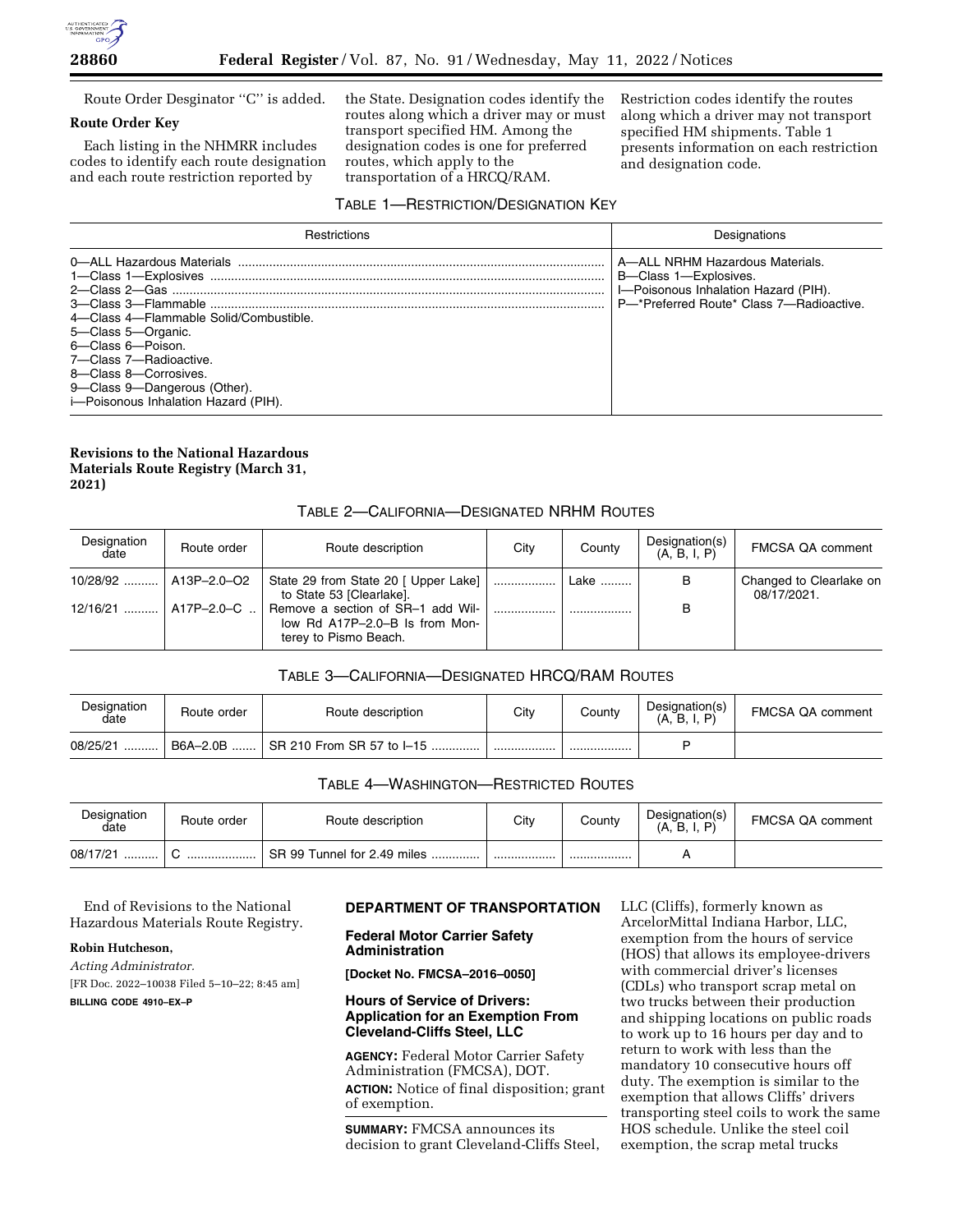Route Order Desginator "C" is added.

**Route Order Key**

Each listing in the NHMRR includes codes to identify each route designation and each route restriction reported by the State. Designation codes identify the routes along which a driver may or must transport specified HM. Among the designation codes is one for preferred routes, which apply to the transportation of a HRCQ/RAM. Restriction codes identify the routes along which a driver may not transport specified HM shipments. Table 1 presents information on each restriction and designation code.

TABLE 1—RESTRICTION/DESIGNATION KEY

| Restrictions | Designations |
| --- | --- |
| 0—ALL Hazardous Materials | A—ALL NRHM Hazardous Materials. |
| 1—Class 1—Explosives | B—Class 1—Explosives. |
| 2—Class 2—Gas | I—Poisonous Inhalation Hazard (PIH). |
| 3—Class 3—Flammable | P—*Preferred Route* Class 7—Radioactive. |
| 4—Class 4—Flammable Solid/Combustible. | |
| 5—Class 5—Organic. | |
| 6—Class 6—Poison. | |
| 7—Class 7—Radioactive. | |
| 8—Class 8—Corrosives. | |
| 9—Class 9—Dangerous (Other). | |
| i—Poisonous Inhalation Hazard (PIH). | |

**Revisions to the National Hazardous Materials Route Registry (March 31, 2021)**

TABLE 2—CALIFORNIA—DESIGNATED NRHM ROUTES

| Designation date | Route order | Route description | City | County | Designation(s) (A, B, I, P) | FMCSA QA comment |
| --- | --- | --- | --- | --- | --- | --- |
| 10/28/92 | A13P–2.0–O2 | State 29 from State 20 [ Upper Lake] to State 53 [Clearlake]. | | Lake | B | Changed to Clearlake on 08/17/2021. |
| 12/16/21 | A17P–2.0–C | Remove a section of SR–1 add Willow Rd A17P–2.0–B Is from Monterey to Pismo Beach. | | | B | |

TABLE 3—CALIFORNIA—DESIGNATED HRCQ/RAM ROUTES

| Designation date | Route order | Route description | City | County | Designation(s) (A, B, I, P) | FMCSA QA comment |
| --- | --- | --- | --- | --- | --- | --- |
| 08/25/21 | B6A–2.0B | SR 210 From SR 57 to I–15 | | | P | |

TABLE 4—WASHINGTON—RESTRICTED ROUTES

| Designation date | Route order | Route description | City | County | Designation(s) (A, B, I, P) | FMCSA QA comment |
| --- | --- | --- | --- | --- | --- | --- |
| 08/17/21 | C | SR 99 Tunnel for 2.49 miles | | | A | |

End of Revisions to the National Hazardous Materials Route Registry.

**Robin Hutcheson,**

*Acting Administrator.*

[FR Doc. 2022–10038 Filed 5–10–22; 8:45 am]

**BILLING CODE 4910–EX–P**

**DEPARTMENT OF TRANSPORTATION**

**Federal Motor Carrier Safety Administration**

**[Docket No. FMCSA–2016–0050]**

**Hours of Service of Drivers: Application for an Exemption From Cleveland-Cliffs Steel, LLC**

**AGENCY:** Federal Motor Carrier Safety Administration (FMCSA), DOT.

**ACTION:** Notice of final disposition; grant of exemption.

**SUMMARY:** FMCSA announces its decision to grant Cleveland-Cliffs Steel, LLC (Cliffs), formerly known as ArcelorMittal Indiana Harbor, LLC, exemption from the hours of service (HOS) that allows its employee-drivers with commercial driver's licenses (CDLs) who transport scrap metal on two trucks between their production and shipping locations on public roads to work up to 16 hours per day and to return to work with less than the mandatory 10 consecutive hours off duty. The exemption is similar to the exemption that allows Cliffs' drivers transporting steel coils to work the same HOS schedule. Unlike the steel coil exemption, the scrap metal trucks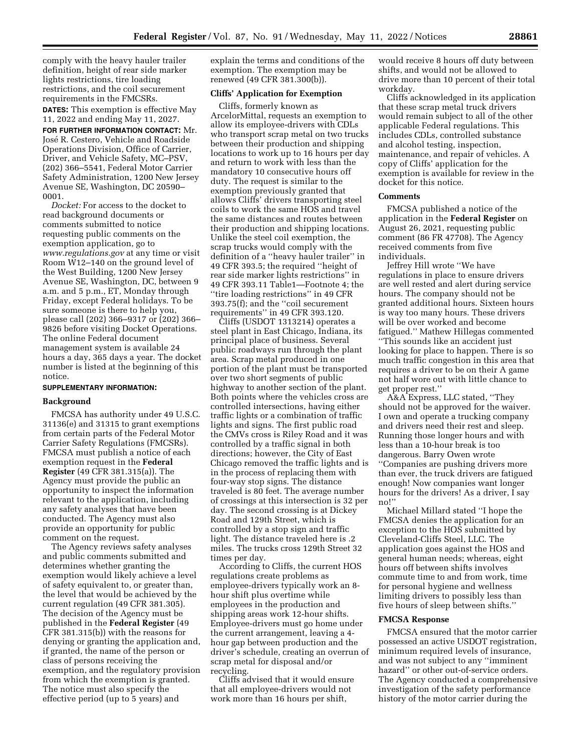comply with the heavy hauler trailer definition, height of rear side marker lights restrictions, tire loading restrictions, and the coil securement requirements in the FMCSRs.

**DATES:** This exemption is effective May 11, 2022 and ending May 11, 2027.

**FOR FURTHER INFORMATION CONTACT:** Mr. José R. Cestero, Vehicle and Roadside Operations Division, Office of Carrier, Driver, and Vehicle Safety, MC–PSV, (202) 366–5541, Federal Motor Carrier Safety Administration, 1200 New Jersey Avenue SE, Washington, DC 20590–0001.

*Docket:* For access to the docket to read background documents or comments submitted to notice requesting public comments on the exemption application, go to *www.regulations.gov* at any time or visit Room W12–140 on the ground level of the West Building, 1200 New Jersey Avenue SE, Washington, DC, between 9 a.m. and 5 p.m., ET, Monday through Friday, except Federal holidays. To be sure someone is there to help you, please call (202) 366–9317 or (202) 366–9826 before visiting Docket Operations. The online Federal document management system is available 24 hours a day, 365 days a year. The docket number is listed at the beginning of this notice.

**SUPPLEMENTARY INFORMATION:**

## Background

FMCSA has authority under 49 U.S.C. 31136(e) and 31315 to grant exemptions from certain parts of the Federal Motor Carrier Safety Regulations (FMCSRs). FMCSA must publish a notice of each exemption request in the **Federal Register** (49 CFR 381.315(a)). The Agency must provide the public an opportunity to inspect the information relevant to the application, including any safety analyses that have been conducted. The Agency must also provide an opportunity for public comment on the request.

The Agency reviews safety analyses and public comments submitted and determines whether granting the exemption would likely achieve a level of safety equivalent to, or greater than, the level that would be achieved by the current regulation (49 CFR 381.305). The decision of the Agency must be published in the **Federal Register** (49 CFR 381.315(b)) with the reasons for denying or granting the application and, if granted, the name of the person or class of persons receiving the exemption, and the regulatory provision from which the exemption is granted. The notice must also specify the effective period (up to 5 years) and explain the terms and conditions of the exemption. The exemption may be renewed (49 CFR 381.300(b)).

## Cliffs' Application for Exemption

Cliffs, formerly known as ArcelorMittal, requests an exemption to allow its employee-drivers with CDLs who transport scrap metal on two trucks between their production and shipping locations to work up to 16 hours per day and return to work with less than the mandatory 10 consecutive hours off duty. The request is similar to the exemption previously granted that allows Cliffs' drivers transporting steel coils to work the same HOS and travel the same distances and routes between their production and shipping locations. Unlike the steel coil exemption, the scrap trucks would comply with the definition of a ''heavy hauler trailer'' in 49 CFR 393.5; the required ''height of rear side marker lights restrictions'' in 49 CFR 393.11 Table1—Footnote 4; the ''tire loading restrictions'' in 49 CFR 393.75(f); and the ''coil securement requirements'' in 49 CFR 393.120.

Cliffs (USDOT 1313214) operates a steel plant in East Chicago, Indiana, its principal place of business. Several public roadways run through the plant area. Scrap metal produced in one portion of the plant must be transported over two short segments of public highway to another section of the plant. Both points where the vehicles cross are controlled intersections, having either traffic lights or a combination of traffic lights and signs. The first public road the CMVs cross is Riley Road and it was controlled by a traffic signal in both directions; however, the City of East Chicago removed the traffic lights and is in the process of replacing them with four-way stop signs. The distance traveled is 80 feet. The average number of crossings at this intersection is 32 per day. The second crossing is at Dickey Road and 129th Street, which is controlled by a stop sign and traffic light. The distance traveled here is .2 miles. The trucks cross 129th Street 32 times per day.

According to Cliffs, the current HOS regulations create problems as employee-drivers typically work an 8-hour shift plus overtime while employees in the production and shipping areas work 12-hour shifts. Employee-drivers must go home under the current arrangement, leaving a 4-hour gap between production and the driver's schedule, creating an overrun of scrap metal for disposal and/or recycling.

Cliffs advised that it would ensure that all employee-drivers would not work more than 16 hours per shift, would receive 8 hours off duty between shifts, and would not be allowed to drive more than 10 percent of their total workday.

Cliffs acknowledged in its application that these scrap metal truck drivers would remain subject to all of the other applicable Federal regulations. This includes CDLs, controlled substance and alcohol testing, inspection, maintenance, and repair of vehicles. A copy of Cliffs' application for the exemption is available for review in the docket for this notice.

## Comments

FMCSA published a notice of the application in the **Federal Register** on August 26, 2021, requesting public comment (86 FR 47708). The Agency received comments from five individuals.

Jeffrey Hill wrote ''We have regulations in place to ensure drivers are well rested and alert during service hours. The company should not be granted additional hours. Sixteen hours is way too many hours. These drivers will be over worked and become fatigued.'' Mathew Hillegas commented ''This sounds like an accident just looking for place to happen. There is so much traffic congestion in this area that requires a driver to be on their A game not half wore out with little chance to get proper rest.''

A&A Express, LLC stated, ''They should not be approved for the waiver. I own and operate a trucking company and drivers need their rest and sleep. Running those longer hours and with less than a 10-hour break is too dangerous. Barry Owen wrote ''Companies are pushing drivers more than ever, the truck drivers are fatigued enough! Now companies want longer hours for the drivers! As a driver, I say no!''

Michael Millard stated ''I hope the FMCSA denies the application for an exception to the HOS submitted by Cleveland-Cliffs Steel, LLC. The application goes against the HOS and general human needs; whereas, eight hours off between shifts involves commute time to and from work, time for personal hygiene and wellness limiting drivers to possibly less than five hours of sleep between shifts.''

## FMCSA Response

FMCSA ensured that the motor carrier possessed an active USDOT registration, minimum required levels of insurance, and was not subject to any ''imminent hazard'' or other out-of-service orders. The Agency conducted a comprehensive investigation of the safety performance history of the motor carrier during the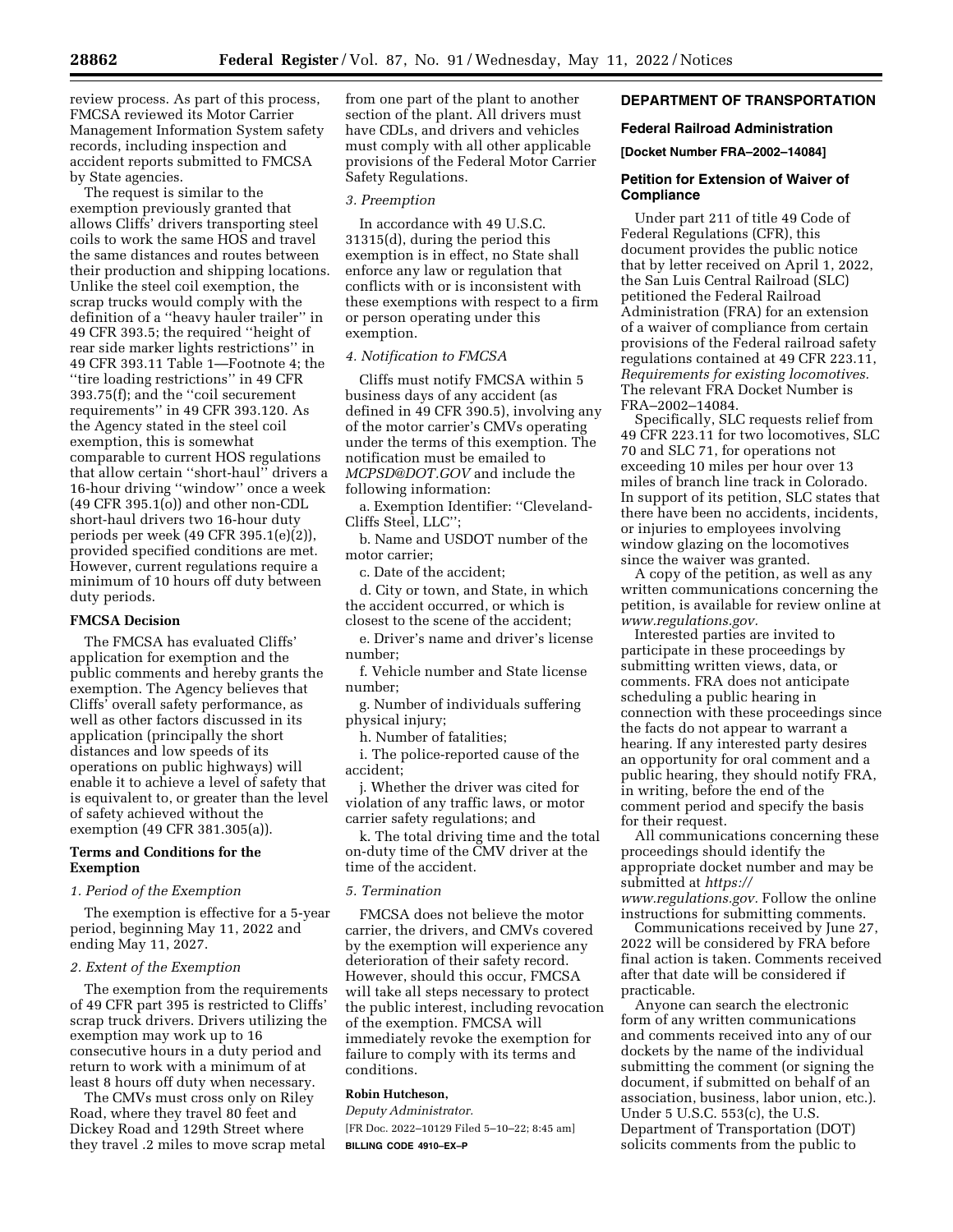review process. As part of this process, FMCSA reviewed its Motor Carrier Management Information System safety records, including inspection and accident reports submitted to FMCSA by State agencies.

The request is similar to the exemption previously granted that allows Cliffs' drivers transporting steel coils to work the same HOS and travel the same distances and routes between their production and shipping locations. Unlike the steel coil exemption, the scrap trucks would comply with the definition of a "heavy hauler trailer" in 49 CFR 393.5; the required "height of rear side marker lights restrictions" in 49 CFR 393.11 Table 1—Footnote 4; the "tire loading restrictions" in 49 CFR 393.75(f); and the "coil securement requirements" in 49 CFR 393.120. As the Agency stated in the steel coil exemption, this is somewhat comparable to current HOS regulations that allow certain "short-haul" drivers a 16-hour driving "window" once a week (49 CFR 395.1(o)) and other non-CDL short-haul drivers two 16-hour duty periods per week (49 CFR 395.1(e)(2)), provided specified conditions are met. However, current regulations require a minimum of 10 hours off duty between duty periods.

### FMCSA Decision

The FMCSA has evaluated Cliffs' application for exemption and the public comments and hereby grants the exemption. The Agency believes that Cliffs' overall safety performance, as well as other factors discussed in its application (principally the short distances and low speeds of its operations on public highways) will enable it to achieve a level of safety that is equivalent to, or greater than the level of safety achieved without the exemption (49 CFR 381.305(a)).

### Terms and Conditions for the Exemption

*1. Period of the Exemption*

The exemption is effective for a 5-year period, beginning May 11, 2022 and ending May 11, 2027.

*2. Extent of the Exemption*

The exemption from the requirements of 49 CFR part 395 is restricted to Cliffs' scrap truck drivers. Drivers utilizing the exemption may work up to 16 consecutive hours in a duty period and return to work with a minimum of at least 8 hours off duty when necessary.

The CMVs must cross only on Riley Road, where they travel 80 feet and Dickey Road and 129th Street where they travel .2 miles to move scrap metal from one part of the plant to another section of the plant. All drivers must have CDLs, and drivers and vehicles must comply with all other applicable provisions of the Federal Motor Carrier Safety Regulations.

*3. Preemption*

In accordance with 49 U.S.C. 31315(d), during the period this exemption is in effect, no State shall enforce any law or regulation that conflicts with or is inconsistent with these exemptions with respect to a firm or person operating under this exemption.

*4. Notification to FMCSA*

Cliffs must notify FMCSA within 5 business days of any accident (as defined in 49 CFR 390.5), involving any of the motor carrier's CMVs operating under the terms of this exemption. The notification must be emailed to *MCPSD@DOT.GOV* and include the following information:

a. Exemption Identifier: "Cleveland-Cliffs Steel, LLC";

b. Name and USDOT number of the motor carrier;

c. Date of the accident;

d. City or town, and State, in which the accident occurred, or which is closest to the scene of the accident;

e. Driver's name and driver's license number;

f. Vehicle number and State license number;

g. Number of individuals suffering physical injury;

h. Number of fatalities;

i. The police-reported cause of the accident;

j. Whether the driver was cited for violation of any traffic laws, or motor carrier safety regulations; and

k. The total driving time and the total on-duty time of the CMV driver at the time of the accident.

*5. Termination*

FMCSA does not believe the motor carrier, the drivers, and CMVs covered by the exemption will experience any deterioration of their safety record. However, should this occur, FMCSA will take all steps necessary to protect the public interest, including revocation of the exemption. FMCSA will immediately revoke the exemption for failure to comply with its terms and conditions.

**Robin Hutcheson,**

*Deputy Administrator.*

[FR Doc. 2022–10129 Filed 5–10–22; 8:45 am]

**BILLING CODE 4910–EX–P**

## DEPARTMENT OF TRANSPORTATION

### Federal Railroad Administration

**[Docket Number FRA–2002–14084]**

### Petition for Extension of Waiver of Compliance

Under part 211 of title 49 Code of Federal Regulations (CFR), this document provides the public notice that by letter received on April 1, 2022, the San Luis Central Railroad (SLC) petitioned the Federal Railroad Administration (FRA) for an extension of a waiver of compliance from certain provisions of the Federal railroad safety regulations contained at 49 CFR 223.11, *Requirements for existing locomotives.* The relevant FRA Docket Number is FRA–2002–14084.

Specifically, SLC requests relief from 49 CFR 223.11 for two locomotives, SLC 70 and SLC 71, for operations not exceeding 10 miles per hour over 13 miles of branch line track in Colorado. In support of its petition, SLC states that there have been no accidents, incidents, or injuries to employees involving window glazing on the locomotives since the waiver was granted.

A copy of the petition, as well as any written communications concerning the petition, is available for review online at *www.regulations.gov.*

Interested parties are invited to participate in these proceedings by submitting written views, data, or comments. FRA does not anticipate scheduling a public hearing in connection with these proceedings since the facts do not appear to warrant a hearing. If any interested party desires an opportunity for oral comment and a public hearing, they should notify FRA, in writing, before the end of the comment period and specify the basis for their request.

All communications concerning these proceedings should identify the appropriate docket number and may be submitted at *https://www.regulations.gov.* Follow the online instructions for submitting comments.

Communications received by June 27, 2022 will be considered by FRA before final action is taken. Comments received after that date will be considered if practicable.

Anyone can search the electronic form of any written communications and comments received into any of our dockets by the name of the individual submitting the comment (or signing the document, if submitted on behalf of an association, business, labor union, etc.). Under 5 U.S.C. 553(c), the U.S. Department of Transportation (DOT) solicits comments from the public to